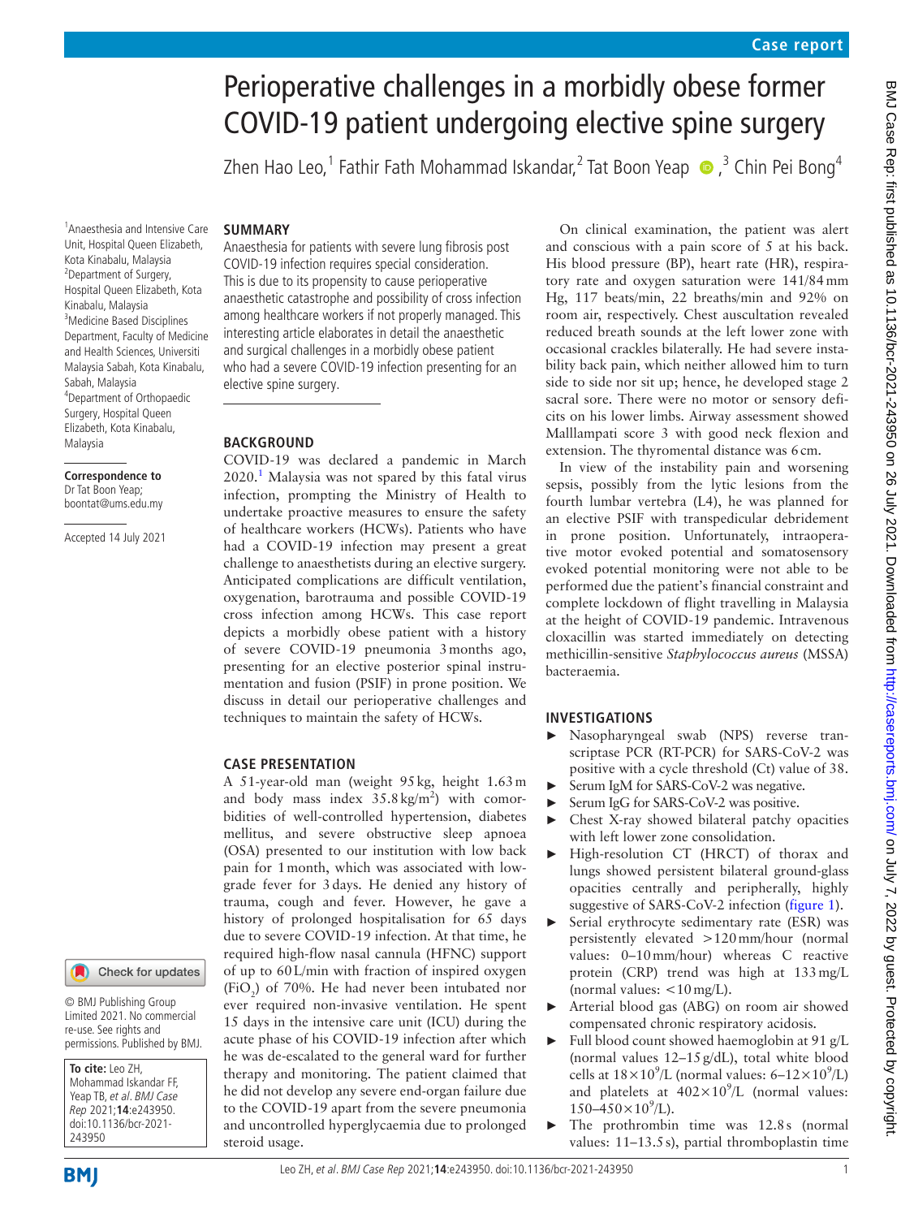# Perioperative challenges in a morbidly obese former COVID-19 patient undergoing elective spine surgery

Zhen Hao Leo,[1] Fathir Fath Mohammad Iskandar,[2] Tat Boon Yeap,[3] Chin Pei Bong[4]

[1]Anaesthesia and Intensive Care Unit, Hospital Queen Elizabeth, Kota Kinabalu, Malaysia
[2]Department of Surgery, Hospital Queen Elizabeth, Kota Kinabalu, Malaysia
[3]Medicine Based Disciplines Department, Faculty of Medicine and Health Sciences, Universiti Malaysia Sabah, Kota Kinabalu, Sabah, Malaysia
[4]Department of Orthopaedic Surgery, Hospital Queen Elizabeth, Kota Kinabalu, Malaysia

**Correspondence to**
Dr Tat Boon Yeap; boontat@ums.edu.my

Accepted 14 July 2021

© BMJ Publishing Group Limited 2021. No commercial re-use. See rights and permissions. Published by BMJ.

**To cite:** Leo ZH, Mohammad Iskandar FF, Yeap TB, *et al*. *BMJ Case Rep* 2021;**14**:e243950. doi:10.1136/bcr-2021-243950

## SUMMARY

Anaesthesia for patients with severe lung fibrosis post COVID-19 infection requires special consideration. This is due to its propensity to cause perioperative anaesthetic catastrophe and possibility of cross infection among healthcare workers if not properly managed. This interesting article elaborates in detail the anaesthetic and surgical challenges in a morbidly obese patient who had a severe COVID-19 infection presenting for an elective spine surgery.

## BACKGROUND

COVID-19 was declared a pandemic in March 2020.[1] Malaysia was not spared by this fatal virus infection, prompting the Ministry of Health to undertake proactive measures to ensure the safety of healthcare workers (HCWs). Patients who have had a COVID-19 infection may present a great challenge to anaesthetists during an elective surgery. Anticipated complications are difficult ventilation, oxygenation, barotrauma and possible COVID-19 cross infection among HCWs. This case report depicts a morbidly obese patient with a history of severe COVID-19 pneumonia 3 months ago, presenting for an elective posterior spinal instrumentation and fusion (PSIF) in prone position. We discuss in detail our perioperative challenges and techniques to maintain the safety of HCWs.

## CASE PRESENTATION

A 51-year-old man (weight 95 kg, height 1.63 m and body mass index 35.8 $kg/m^2$) with comorbidities of well-controlled hypertension, diabetes mellitus, and severe obstructive sleep apnoea (OSA) presented to our institution with low back pain for 1 month, which was associated with low-grade fever for 3 days. He denied any history of trauma, cough and fever. However, he gave a history of prolonged hospitalisation for 65 days due to severe COVID-19 infection. At that time, he required high-flow nasal cannula (HFNC) support of up to 60 L/min with fraction of inspired oxygen ($FiO_2$) of 70%. He had never been intubated nor ever required non-invasive ventilation. He spent 15 days in the intensive care unit (ICU) during the acute phase of his COVID-19 infection after which he was de-escalated to the general ward for further therapy and monitoring. The patient claimed that he did not develop any severe end-organ failure due to the COVID-19 apart from the severe pneumonia and uncontrolled hyperglycaemia due to prolonged steroid usage.

On clinical examination, the patient was alert and conscious with a pain score of 5 at his back. His blood pressure (BP), heart rate (HR), respiratory rate and oxygen saturation were 141/84 mm Hg, 117 beats/min, 22 breaths/min and 92% on room air, respectively. Chest auscultation revealed reduced breath sounds at the left lower zone with occasional crackles bilaterally. He had severe instability back pain, which neither allowed him to turn side to side nor sit up; hence, he developed stage 2 sacral sore. There were no motor or sensory deficits on his lower limbs. Airway assessment showed Malllampati score 3 with good neck flexion and extension. The thyromental distance was 6 cm.

In view of the instability pain and worsening sepsis, possibly from the lytic lesions from the fourth lumbar vertebra (L4), he was planned for an elective PSIF with transpedicular debridement in prone position. Unfortunately, intraoperative motor evoked potential and somatosensory evoked potential monitoring were not able to be performed due the patient's financial constraint and complete lockdown of flight travelling in Malaysia at the height of COVID-19 pandemic. Intravenous cloxacillin was started immediately on detecting methicillin-sensitive *Staphylococcus aureus* (MSSA) bacteraemia.

## INVESTIGATIONS

- Nasopharyngeal swab (NPS) reverse transcriptase PCR (RT-PCR) for SARS-CoV-2 was positive with a cycle threshold (Ct) value of 38.
- Serum IgM for SARS-CoV-2 was negative.
- Serum IgG for SARS-CoV-2 was positive.
- Chest X-ray showed bilateral patchy opacities with left lower zone consolidation.
- High-resolution CT (HRCT) of thorax and lungs showed persistent bilateral ground-glass opacities centrally and peripherally, highly suggestive of SARS-CoV-2 infection (figure 1).
- Serial erythrocyte sedimentary rate (ESR) was persistently elevated >120 mm/hour (normal values: 0–10 mm/hour) whereas C reactive protein (CRP) trend was high at 133 mg/L (normal values: <10 mg/L).
- Arterial blood gas (ABG) on room air showed compensated chronic respiratory acidosis.
- Full blood count showed haemoglobin at 91 g/L (normal values 12–15 g/dL), total white blood cells at $18\times10^9$/L (normal values: $6–12\times10^9$/L) and platelets at $402\times10^9$/L (normal values: $150–450\times10^9$/L).
- The prothrombin time was 12.8 s (normal values: 11–13.5 s), partial thromboplastin time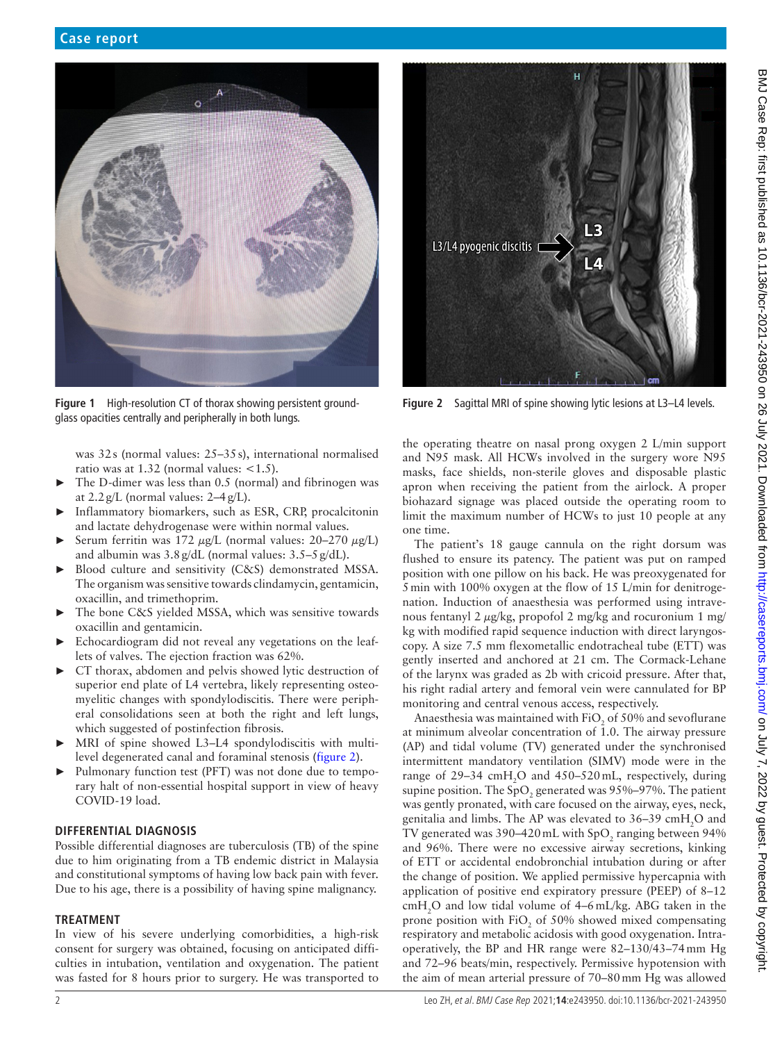Figure 1 High-resolution CT of thorax showing persistent ground-glass opacities centrally and peripherally in both lungs.

Figure 2 Sagittal MRI of spine showing lytic lesions at L3–L4 levels.

was 32 s (normal values: 25–35 s), international normalised ratio was at 1.32 (normal values: <1.5).

- The D-dimer was less than 0.5 (normal) and fibrinogen was at 2.2 g/L (normal values: 2–4 g/L).
- Inflammatory biomarkers, such as ESR, CRP, procalcitonin and lactate dehydrogenase were within normal values.
- Serum ferritin was 172 μg/L (normal values: 20–270 μg/L) and albumin was 3.8 g/dL (normal values: 3.5–5 g/dL).
- Blood culture and sensitivity (C&S) demonstrated MSSA. The organism was sensitive towards clindamycin, gentamicin, oxacillin, and trimethoprim.
- The bone C&S yielded MSSA, which was sensitive towards oxacillin and gentamicin.
- Echocardiogram did not reveal any vegetations on the leaflets of valves. The ejection fraction was 62%.
- CT thorax, abdomen and pelvis showed lytic destruction of superior end plate of L4 vertebra, likely representing osteomyelitic changes with spondylodiscitis. There were peripheral consolidations seen at both the right and left lungs, which suggested of postinfection fibrosis.
- MRI of spine showed L3–L4 spondylodiscitis with multilevel degenerated canal and foraminal stenosis (figure 2).
- Pulmonary function test (PFT) was not done due to temporary halt of non-essential hospital support in view of heavy COVID-19 load.

## DIFFERENTIAL DIAGNOSIS

Possible differential diagnoses are tuberculosis (TB) of the spine due to him originating from a TB endemic district in Malaysia and constitutional symptoms of having low back pain with fever. Due to his age, there is a possibility of having spine malignancy.

## TREATMENT

In view of his severe underlying comorbidities, a high-risk consent for surgery was obtained, focusing on anticipated difficulties in intubation, ventilation and oxygenation. The patient was fasted for 8 hours prior to surgery. He was transported to the operating theatre on nasal prong oxygen 2 L/min support and N95 mask. All HCWs involved in the surgery wore N95 masks, face shields, non-sterile gloves and disposable plastic apron when receiving the patient from the airlock. A proper biohazard signage was placed outside the operating room to limit the maximum number of HCWs to just 10 people at any one time.

The patient's 18 gauge cannula on the right dorsum was flushed to ensure its patency. The patient was put on ramped position with one pillow on his back. He was preoxygenated for 5 min with 100% oxygen at the flow of 15 L/min for denitrogenation. Induction of anaesthesia was performed using intravenous fentanyl 2 μg/kg, propofol 2 mg/kg and rocuronium 1 mg/kg with modified rapid sequence induction with direct laryngoscopy. A size 7.5 mm flexometallic endotracheal tube (ETT) was gently inserted and anchored at 21 cm. The Cormack-Lehane of the larynx was graded as 2b with cricoid pressure. After that, his right radial artery and femoral vein were cannulated for BP monitoring and central venous access, respectively.

Anaesthesia was maintained with $FiO_2$ of 50% and sevoflurane at minimum alveolar concentration of 1.0. The airway pressure (AP) and tidal volume (TV) generated under the synchronised intermittent mandatory ventilation (SIMV) mode were in the range of 29–34 $cmH_2O$ and 450–520 mL, respectively, during supine position. The $SpO_2$ generated was 95%–97%. The patient was gently pronated, with care focused on the airway, eyes, neck, genitalia and limbs. The AP was elevated to 36–39 $cmH_2O$ and TV generated was 390–420 mL with $SpO_2$ ranging between 94% and 96%. There were no excessive airway secretions, kinking of ETT or accidental endobronchial intubation during or after the change of position. We applied permissive hypercapnia with application of positive end expiratory pressure (PEEP) of 8–12 $cmH_2O$ and low tidal volume of 4–6 mL/kg. ABG taken in the prone position with $FiO_2$ of 50% showed mixed compensating respiratory and metabolic acidosis with good oxygenation. Intraoperatively, the BP and HR range were 82–130/43–74 mm Hg and 72–96 beats/min, respectively. Permissive hypotension with the aim of mean arterial pressure of 70–80 mm Hg was allowed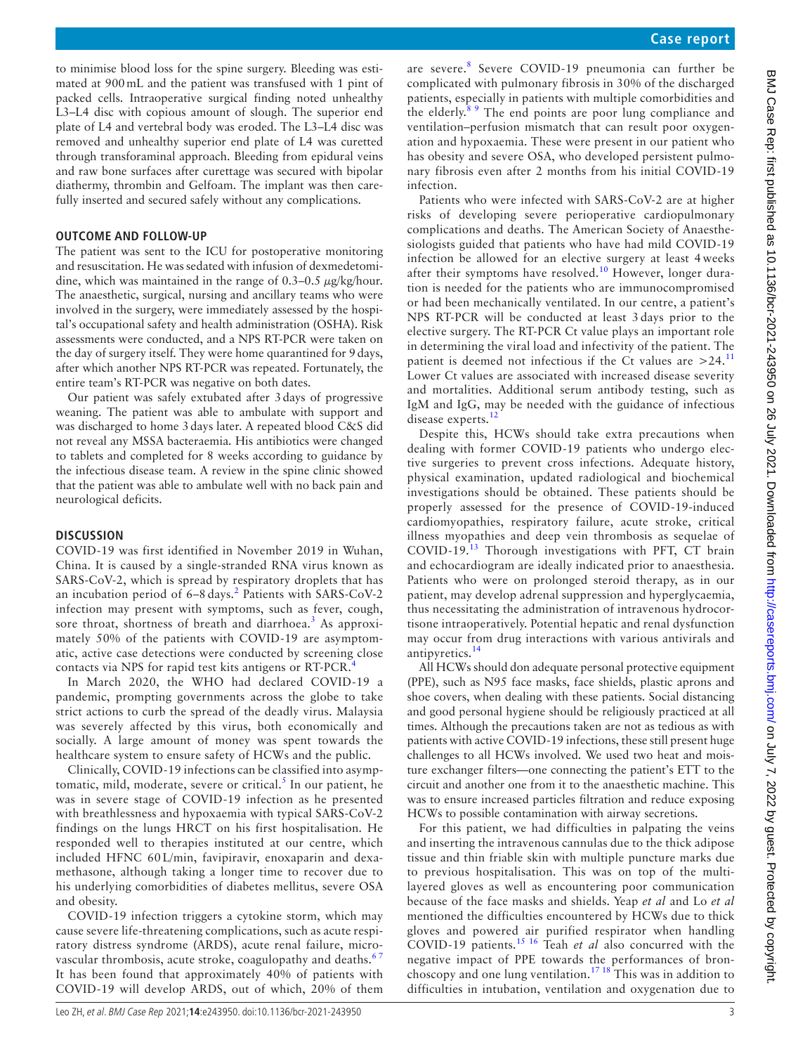to minimise blood loss for the spine surgery. Bleeding was estimated at 900 mL and the patient was transfused with 1 pint of packed cells. Intraoperative surgical finding noted unhealthy L3–L4 disc with copious amount of slough. The superior end plate of L4 and vertebral body was eroded. The L3–L4 disc was removed and unhealthy superior end plate of L4 was curetted through transforaminal approach. Bleeding from epidural veins and raw bone surfaces after curettage was secured with bipolar diathermy, thrombin and Gelfoam. The implant was then carefully inserted and secured safely without any complications.

## OUTCOME AND FOLLOW-UP

The patient was sent to the ICU for postoperative monitoring and resuscitation. He was sedated with infusion of dexmedetomidine, which was maintained in the range of 0.3–0.5 µg/kg/hour. The anaesthetic, surgical, nursing and ancillary teams who were involved in the surgery, were immediately assessed by the hospital's occupational safety and health administration (OSHA). Risk assessments were conducted, and a NPS RT-PCR were taken on the day of surgery itself. They were home quarantined for 9 days, after which another NPS RT-PCR was repeated. Fortunately, the entire team's RT-PCR was negative on both dates.

Our patient was safely extubated after 3 days of progressive weaning. The patient was able to ambulate with support and was discharged to home 3 days later. A repeated blood C&S did not reveal any MSSA bacteraemia. His antibiotics were changed to tablets and completed for 8 weeks according to guidance by the infectious disease team. A review in the spine clinic showed that the patient was able to ambulate well with no back pain and neurological deficits.

## DISCUSSION

COVID-19 was first identified in November 2019 in Wuhan, China. It is caused by a single-stranded RNA virus known as SARS-CoV-2, which is spread by respiratory droplets that has an incubation period of 6–8 days.[2] Patients with SARS-CoV-2 infection may present with symptoms, such as fever, cough, sore throat, shortness of breath and diarrhoea.[3] As approximately 50% of the patients with COVID-19 are asymptomatic, active case detections were conducted by screening close contacts via NPS for rapid test kits antigens or RT-PCR.[4]

In March 2020, the WHO had declared COVID-19 a pandemic, prompting governments across the globe to take strict actions to curb the spread of the deadly virus. Malaysia was severely affected by this virus, both economically and socially. A large amount of money was spent towards the healthcare system to ensure safety of HCWs and the public.

Clinically, COVID-19 infections can be classified into asymptomatic, mild, moderate, severe or critical.[5] In our patient, he was in severe stage of COVID-19 infection as he presented with breathlessness and hypoxaemia with typical SARS-CoV-2 findings on the lungs HRCT on his first hospitalisation. He responded well to therapies instituted at our centre, which included HFNC 60 L/min, favipiravir, enoxaparin and dexamethasone, although taking a longer time to recover due to his underlying comorbidities of diabetes mellitus, severe OSA and obesity.

COVID-19 infection triggers a cytokine storm, which may cause severe life-threatening complications, such as acute respiratory distress syndrome (ARDS), acute renal failure, microvascular thrombosis, acute stroke, coagulopathy and deaths.[6,7] It has been found that approximately 40% of patients with COVID-19 will develop ARDS, out of which, 20% of them are severe.[8] Severe COVID-19 pneumonia can further be complicated with pulmonary fibrosis in 30% of the discharged patients, especially in patients with multiple comorbidities and the elderly.[8,9] The end points are poor lung compliance and ventilation–perfusion mismatch that can result poor oxygenation and hypoxaemia. These were present in our patient who has obesity and severe OSA, who developed persistent pulmonary fibrosis even after 2 months from his initial COVID-19 infection.

Patients who were infected with SARS-CoV-2 are at higher risks of developing severe perioperative cardiopulmonary complications and deaths. The American Society of Anaesthesiologists guided that patients who have had mild COVID-19 infection be allowed for an elective surgery at least 4 weeks after their symptoms have resolved.[10] However, longer duration is needed for the patients who are immunocompromised or had been mechanically ventilated. In our centre, a patient's NPS RT-PCR will be conducted at least 3 days prior to the elective surgery. The RT-PCR Ct value plays an important role in determining the viral load and infectivity of the patient. The patient is deemed not infectious if the Ct values are >24.[11] Lower Ct values are associated with increased disease severity and mortalities. Additional serum antibody testing, such as IgM and IgG, may be needed with the guidance of infectious disease experts.[12]

Despite this, HCWs should take extra precautions when dealing with former COVID-19 patients who undergo elective surgeries to prevent cross infections. Adequate history, physical examination, updated radiological and biochemical investigations should be obtained. These patients should be properly assessed for the presence of COVID-19-induced cardiomyopathies, respiratory failure, acute stroke, critical illness myopathies and deep vein thrombosis as sequelae of COVID-19.[13] Thorough investigations with PFT, CT brain and echocardiogram are ideally indicated prior to anaesthesia. Patients who were on prolonged steroid therapy, as in our patient, may develop adrenal suppression and hyperglycaemia, thus necessitating the administration of intravenous hydrocortisone intraoperatively. Potential hepatic and renal dysfunction may occur from drug interactions with various antivirals and antipyretics.[14]

All HCWs should don adequate personal protective equipment (PPE), such as N95 face masks, face shields, plastic aprons and shoe covers, when dealing with these patients. Social distancing and good personal hygiene should be religiously practiced at all times. Although the precautions taken are not as tedious as with patients with active COVID-19 infections, these still present huge challenges to all HCWs involved. We used two heat and moisture exchanger filters—one connecting the patient's ETT to the circuit and another one from it to the anaesthetic machine. This was to ensure increased particles filtration and reduce exposing HCWs to possible contamination with airway secretions.

For this patient, we had difficulties in palpating the veins and inserting the intravenous cannulas due to the thick adipose tissue and thin friable skin with multiple puncture marks due to previous hospitalisation. This was on top of the multilayered gloves as well as encountering poor communication because of the face masks and shields. Yeap *et al* and Lo *et al* mentioned the difficulties encountered by HCWs due to thick gloves and powered air purified respirator when handling COVID-19 patients.[15,16] Teah *et al* also concurred with the negative impact of PPE towards the performances of bronchoscopy and one lung ventilation.[17,18] This was in addition to difficulties in intubation, ventilation and oxygenation due to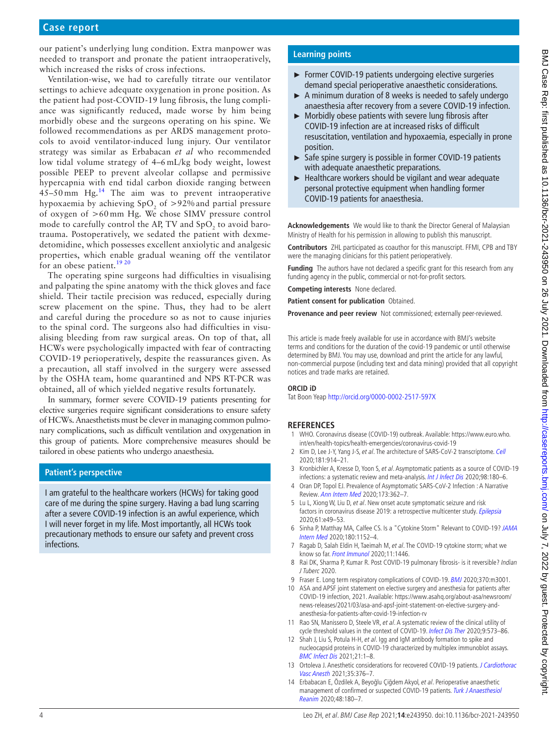our patient's underlying lung condition. Extra manpower was needed to transport and pronate the patient intraoperatively, which increased the risks of cross infections.

Ventilation-wise, we had to carefully titrate our ventilator settings to achieve adequate oxygenation in prone position. As the patient had post-COVID-19 lung fibrosis, the lung compliance was significantly reduced, made worse by him being morbidly obese and the surgeons operating on his spine. We followed recommendations as per ARDS management protocols to avoid ventilator-induced lung injury. Our ventilator strategy was similar as Erbabacan *et al* who recommended low tidal volume strategy of 4–6 mL/kg body weight, lowest possible PEEP to prevent alveolar collapse and permissive hypercapnia with end tidal carbon dioxide ranging between 45–50 mm Hg.[14] The aim was to prevent intraoperative hypoxaemia by achieving $SpO_2$ of >92% and partial pressure of oxygen of >60 mm Hg. We chose SIMV pressure control mode to carefully control the AP, TV and $SpO_2$ to avoid barotrauma. Postoperatively, we sedated the patient with dexmedetomidine, which possesses excellent anxiolytic and analgesic properties, which enable gradual weaning off the ventilator for an obese patient.[19 20]

The operating spine surgeons had difficulties in visualising and palpating the spine anatomy with the thick gloves and face shield. Their tactile precision was reduced, especially during screw placement on the spine. Thus, they had to be alert and careful during the procedure so as not to cause injuries to the spinal cord. The surgeons also had difficulties in visualising bleeding from raw surgical areas. On top of that, all HCWs were psychologically impacted with fear of contracting COVID-19 perioperatively, despite the reassurances given. As a precaution, all staff involved in the surgery were assessed by the OSHA team, home quarantined and NPS RT-PCR was obtained, all of which yielded negative results fortunately.

In summary, former severe COVID-19 patients presenting for elective surgeries require significant considerations to ensure safety of HCWs. Anaesthetists must be clever in managing common pulmonary complications, such as difficult ventilation and oxygenation in this group of patients. More comprehensive measures should be tailored in obese patients who undergo anaesthesia.

## Patient's perspective

I am grateful to the healthcare workers (HCWs) for taking good care of me during the spine surgery. Having a bad lung scarring after a severe COVID-19 infection is an awful experience, which I will never forget in my life. Most importantly, all HCWs took precautionary methods to ensure our safety and prevent cross infections.

## Learning points

- Former COVID-19 patients undergoing elective surgeries demand special perioperative anaesthetic considerations.
- A minimum duration of 8 weeks is needed to safely undergo anaesthesia after recovery from a severe COVID-19 infection.
- Morbidly obese patients with severe lung fibrosis after COVID-19 infection are at increased risks of difficult resuscitation, ventilation and hypoxaemia, especially in prone position.
- Safe spine surgery is possible in former COVID-19 patients with adequate anaesthetic preparations.
- Healthcare workers should be vigilant and wear adequate personal protective equipment when handling former COVID-19 patients for anaesthesia.

**Acknowledgements** We would like to thank the Director General of Malaysian Ministry of Health for his permission in allowing to publish this manuscript.

**Contributors** ZHL participated as coauthor for this manuscript. FFMI, CPB and TBY were the managing clinicians for this patient perioperatively.

**Funding** The authors have not declared a specific grant for this research from any funding agency in the public, commercial or not-for-profit sectors.

**Competing interests** None declared.

**Patient consent for publication** Obtained.

**Provenance and peer review** Not commissioned; externally peer-reviewed.

This article is made freely available for use in accordance with BMJ's website terms and conditions for the duration of the covid-19 pandemic or until otherwise determined by BMJ. You may use, download and print the article for any lawful, non-commercial purpose (including text and data mining) provided that all copyright notices and trade marks are retained.

**ORCID iD**

Tat Boon Yeap http://orcid.org/0000-0002-2517-597X

## REFERENCES

1. WHO. Coronavirus disease (COVID-19) outbreak. Available: https://www.euro.who.int/en/health-topics/health-emergencies/coronavirus-covid-19
2. Kim D, Lee J-Y, Yang J-S, *et al*. The architecture of SARS-CoV-2 transcriptome. *Cell* 2020;181:914–21.
3. Kronbichler A, Kresse D, Yoon S, *et al*. Asymptomatic patients as a source of COVID-19 infections: a systematic review and meta-analysis. *Int J Infect Dis* 2020;98:180–6.
4. Oran DP, Topol EJ. Prevalence of Asymptomatic SARS-CoV-2 Infection : A Narrative Review. *Ann Intern Med* 2020;173:362–7.
5. Lu L, Xiong W, Liu D, *et al*. New onset acute symptomatic seizure and risk factors in coronavirus disease 2019: a retrospective multicenter study. *Epilepsia* 2020;61:e49–53.
6. Sinha P, Matthay MA, Calfee CS. Is a "Cytokine Storm" Relevant to COVID-19? *JAMA Intern Med* 2020;180:1152–4.
7. Ragab D, Salah Eldin H, Taeimah M, *et al*. The COVID-19 cytokine storm; what we know so far. *Front Immunol* 2020;11:1446.
8. Rai DK, Sharma P, Kumar R. Post COVID-19 pulmonary fibrosis- is it reversible? *Indian J Tuberc* 2020.
9. Fraser E. Long term respiratory complications of COVID-19. *BMJ* 2020;370:m3001.
10. ASA and APSF joint statement on elective surgery and anesthesia for patients after COVID-19 infection, 2021. Available: https://www.asahq.org/about-asa/newsroom/news-releases/2021/03/asa-and-apsf-joint-statement-on-elective-surgery-and-anesthesia-for-patients-after-covid-19-infection-rv
11. Rao SN, Manissero D, Steele VR, *et al*. A systematic review of the clinical utility of cycle threshold values in the context of COVID-19. *Infect Dis Ther* 2020;9:573–86.
12. Shah J, Liu S, Potula H-H, *et al*. Igg and IgM antibody formation to spike and nucleocapsid proteins in COVID-19 characterized by multiplex immunoblot assays. *BMC Infect Dis* 2021;21:1–8.
13. Ortoleva J. Anesthetic considerations for recovered COVID-19 patients. *J Cardiothorac Vasc Anesth* 2021;35:376–7.
14. Erbabacan E, Özdilek A, Beyoğlu Çiğdem Akyol, *et al*. Perioperative anaesthetic management of confirmed or suspected COVID-19 patients. *Turk J Anaesthesiol Reanim* 2020;48:180–7.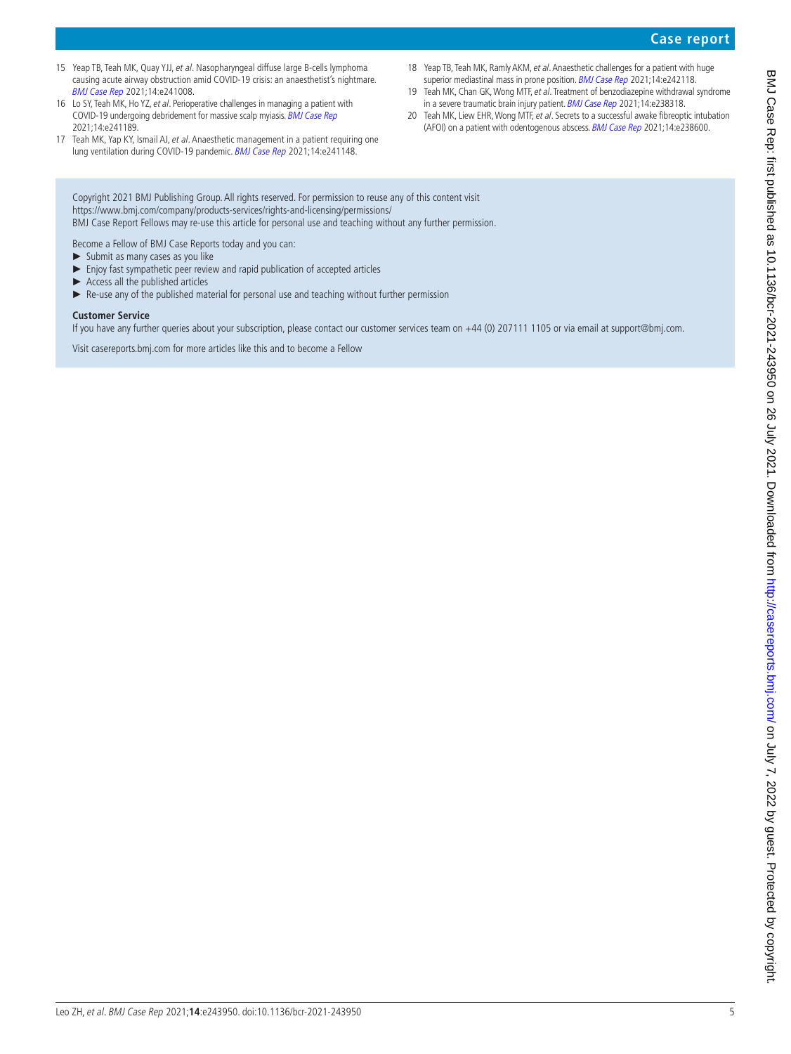15 Yeap TB, Teah MK, Quay YJJ, *et al*. Nasopharyngeal diffuse large B-cells lymphoma causing acute airway obstruction amid COVID-19 crisis: an anaesthetist's nightmare. *BMJ Case Rep* 2021;14:e241008.

16 Lo SY, Teah MK, Ho YZ, *et al*. Perioperative challenges in managing a patient with COVID-19 undergoing debridement for massive scalp myiasis. *BMJ Case Rep* 2021;14:e241189.

17 Teah MK, Yap KY, Ismail AJ, *et al*. Anaesthetic management in a patient requiring one lung ventilation during COVID-19 pandemic. *BMJ Case Rep* 2021;14:e241148.

18 Yeap TB, Teah MK, Ramly AKM, *et al*. Anaesthetic challenges for a patient with huge superior mediastinal mass in prone position. *BMJ Case Rep* 2021;14:e242118.

19 Teah MK, Chan GK, Wong MTF, *et al*. Treatment of benzodiazepine withdrawal syndrome in a severe traumatic brain injury patient. *BMJ Case Rep* 2021;14:e238318.

20 Teah MK, Liew EHR, Wong MTF, *et al*. Secrets to a successful awake fibreoptic intubation (AFOI) on a patient with odentogenous abscess. *BMJ Case Rep* 2021;14:e238600.

Copyright 2021 BMJ Publishing Group. All rights reserved. For permission to reuse any of this content visit
https://www.bmj.com/company/products-services/rights-and-licensing/permissions/
BMJ Case Report Fellows may re-use this article for personal use and teaching without any further permission.

Become a Fellow of BMJ Case Reports today and you can:

- Submit as many cases as you like
- Enjoy fast sympathetic peer review and rapid publication of accepted articles
- Access all the published articles
- Re-use any of the published material for personal use and teaching without further permission

**Customer Service**

If you have any further queries about your subscription, please contact our customer services team on +44 (0) 207111 1105 or via email at support@bmj.com.

Visit casereports.bmj.com for more articles like this and to become a Fellow